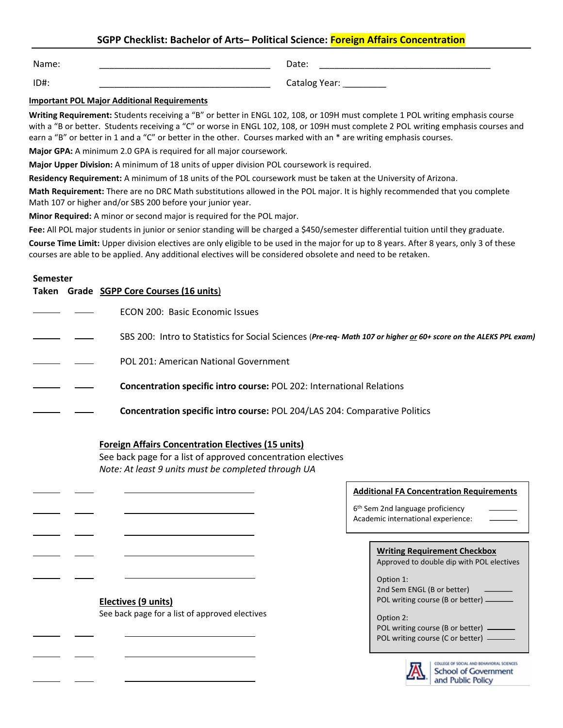# SGPP Checklist: Bachelor of Arts– Political Science: Foreign Affairs Concentration

Name: ___________________________________ Date: ___________________________________

ID#: ___________________________________ Catalog Year: _________

**Important POL Major Additional Requirements**

**Writing Requirement:** Students receiving a "B" or better in ENGL 102, 108, or 109H must complete 1 POL writing emphasis course with a "B or better. Students receiving a "C" or worse in ENGL 102, 108, or 109H must complete 2 POL writing emphasis courses and earn a "B" or better in 1 and a "C" or better in the other. Courses marked with an * are writing emphasis courses.

**Major GPA:** A minimum 2.0 GPA is required for all major coursework.

**Major Upper Division:** A minimum of 18 units of upper division POL coursework is required.

**Residency Requirement:** A minimum of 18 units of the POL coursework must be taken at the University of Arizona.

**Math Requirement:** There are no DRC Math substitutions allowed in the POL major. It is highly recommended that you complete Math 107 or higher and/or SBS 200 before your junior year.

**Minor Required:** A minor or second major is required for the POL major.

**Fee:** All POL major students in junior or senior standing will be charged a $450/semester differential tuition until they graduate.

**Course Time Limit:** Upper division electives are only eligible to be used in the major for up to 8 years. After 8 years, only 3 of these courses are able to be applied. Any additional electives will be considered obsolete and need to be retaken.

| Semester Taken | Grade | SGPP Core Courses (16 units) |
|---|---|---|
| ______ | ____ | ECON 200: Basic Economic Issues |
| ______ | ____ | SBS 200: Intro to Statistics for Social Sciences (*Pre-req- Math 107 or higher or 60+ score on the ALEKS PPL exam*) |
| ______ | ____ | POL 201: American National Government |
| ______ | ____ | **Concentration specific intro course:** POL 202: International Relations |
| ______ | ____ | **Concentration specific intro course:** POL 204/LAS 204: Comparative Politics |

**Foreign Affairs Concentration Electives (15 units)**

See back page for a list of approved concentration electives

*Note: At least 9 units must be completed through UA*

| Semester Taken | Grade | Course |
|---|---|---|
| ______ | ____ | ______________________________ |
| ______ | ____ | ______________________________ |
| ______ | ____ | ______________________________ |
| ______ | ____ | ______________________________ |
| ______ | ____ | ______________________________ |

**Electives (9 units)**

See back page for a list of approved electives

| Semester Taken | Grade | Course |
|---|---|---|
| ______ | ____ | ______________________________ |
| ______ | ____ | ______________________________ |
| ______ | ____ | ______________________________ |

**Additional FA Concentration Requirements**

6th Sem 2nd language proficiency ________

Academic international experience: ________

**Writing Requirement Checkbox**

Approved to double dip with POL electives

Option 1:
2nd Sem ENGL (B or better) ________
POL writing course (B or better) ________

Option 2:
POL writing course (B or better) ________
POL writing course (C or better) ________

College of Social and Behavioral Sciences
School of Government and Public Policy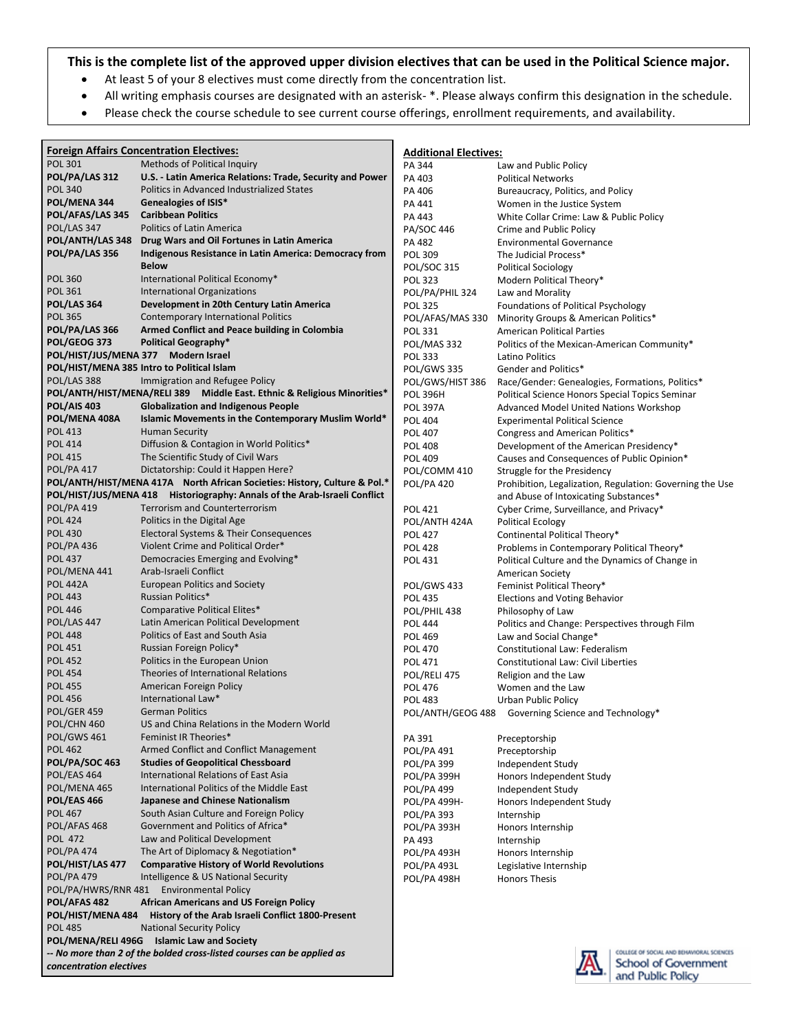**This is the complete list of the approved upper division electives that can be used in the Political Science major.**

- At least 5 of your 8 electives must come directly from the concentration list.
- All writing emphasis courses are designated with an asterisk- *. Please always confirm this designation in the schedule.
- Please check the course schedule to see current course offerings, enrollment requirements, and availability.

**Foreign Affairs Concentration Electives:**

| | |
|---|---|
| POL 301 | Methods of Political Inquiry |
| **POL/PA/LAS 312** | **U.S. - Latin America Relations: Trade, Security and Power** |
| POL 340 | Politics in Advanced Industrialized States |
| **POL/MENA 344** | **Genealogies of ISIS*** |
| **POL/AFAS/LAS 345** | **Caribbean Politics** |
| POL/LAS 347 | Politics of Latin America |
| **POL/ANTH/LAS 348** | **Drug Wars and Oil Fortunes in Latin America** |
| **POL/PA/LAS 356** | **Indigenous Resistance in Latin America: Democracy from Below** |
| POL 360 | International Political Economy* |
| POL 361 | International Organizations |
| **POL/LAS 364** | **Development in 20th Century Latin America** |
| POL 365 | Contemporary International Politics |
| **POL/PA/LAS 366** | **Armed Conflict and Peace building in Colombia** |
| **POL/GEOG 373** | **Political Geography*** |
| **POL/HIST/JUS/MENA 377** | **Modern Israel** |
| **POL/HIST/MENA 385** | **Intro to Political Islam** |
| POL/LAS 388 | Immigration and Refugee Policy |
| **POL/ANTH/HIST/MENA/RELI 389** | **Middle East. Ethnic & Religious Minorities*** |
| **POL/AIS 403** | **Globalization and Indigenous People** |
| **POL/MENA 408A** | **Islamic Movements in the Contemporary Muslim World*** |
| POL 413 | Human Security |
| POL 414 | Diffusion & Contagion in World Politics* |
| POL 415 | The Scientific Study of Civil Wars |
| POL/PA 417 | Dictatorship: Could it Happen Here? |
| **POL/ANTH/HIST/MENA 417A** | **North African Societies: History, Culture & Pol.*** |
| **POL/HIST/JUS/MENA 418** | **Historiography: Annals of the Arab-Israeli Conflict** |
| POL/PA 419 | Terrorism and Counterterrorism |
| POL 424 | Politics in the Digital Age |
| POL 430 | Electoral Systems & Their Consequences |
| POL/PA 436 | Violent Crime and Political Order* |
| POL 437 | Democracies Emerging and Evolving* |
| POL/MENA 441 | Arab-Israeli Conflict |
| POL 442A | European Politics and Society |
| POL 443 | Russian Politics* |
| POL 446 | Comparative Political Elites* |
| POL/LAS 447 | Latin American Political Development |
| POL 448 | Politics of East and South Asia |
| POL 451 | Russian Foreign Policy* |
| POL 452 | Politics in the European Union |
| POL 454 | Theories of International Relations |
| POL 455 | American Foreign Policy |
| POL 456 | International Law* |
| POL/GER 459 | German Politics |
| POL/CHN 460 | US and China Relations in the Modern World |
| POL/GWS 461 | Feminist IR Theories* |
| POL 462 | Armed Conflict and Conflict Management |
| **POL/PA/SOC 463** | **Studies of Geopolitical Chessboard** |
| POL/EAS 464 | International Relations of East Asia |
| POL/MENA 465 | International Politics of the Middle East |
| **POL/EAS 466** | **Japanese and Chinese Nationalism** |
| POL 467 | South Asian Culture and Foreign Policy |
| POL/AFAS 468 | Government and Politics of Africa* |
| POL 472 | Law and Political Development |
| POL/PA 474 | The Art of Diplomacy & Negotiation* |
| **POL/HIST/LAS 477** | **Comparative History of World Revolutions** |
| POL/PA 479 | Intelligence & US National Security |
| POL/PA/HWRS/RNR 481 | Environmental Policy |
| **POL/AFAS 482** | **African Americans and US Foreign Policy** |
| **POL/HIST/MENA 484** | **History of the Arab Israeli Conflict 1800-Present** |
| POL 485 | National Security Policy |
| **POL/MENA/RELI 496G** | **Islamic Law and Society** |

***-- No more than 2 of the bolded cross-listed courses can be applied as concentration electives***

**Additional Electives:**

| | |
|---|---|
| PA 344 | Law and Public Policy |
| PA 403 | Political Networks |
| PA 406 | Bureaucracy, Politics, and Policy |
| PA 441 | Women in the Justice System |
| PA 443 | White Collar Crime: Law & Public Policy |
| PA/SOC 446 | Crime and Public Policy |
| PA 482 | Environmental Governance |
| POL 309 | The Judicial Process* |
| POL/SOC 315 | Political Sociology |
| POL 323 | Modern Political Theory* |
| POL/PA/PHIL 324 | Law and Morality |
| POL 325 | Foundations of Political Psychology |
| POL/AFAS/MAS 330 | Minority Groups & American Politics* |
| POL 331 | American Political Parties |
| POL/MAS 332 | Politics of the Mexican-American Community* |
| POL 333 | Latino Politics |
| POL/GWS 335 | Gender and Politics* |
| POL/GWS/HIST 386 | Race/Gender: Genealogies, Formations, Politics* |
| POL 396H | Political Science Honors Special Topics Seminar |
| POL 397A | Advanced Model United Nations Workshop |
| POL 404 | Experimental Political Science |
| POL 407 | Congress and American Politics* |
| POL 408 | Development of the American Presidency* |
| POL 409 | Causes and Consequences of Public Opinion* |
| POL/COMM 410 | Struggle for the Presidency |
| POL/PA 420 | Prohibition, Legalization, Regulation: Governing the Use and Abuse of Intoxicating Substances* |
| POL 421 | Cyber Crime, Surveillance, and Privacy* |
| POL/ANTH 424A | Political Ecology |
| POL 427 | Continental Political Theory* |
| POL 428 | Problems in Contemporary Political Theory* |
| POL 431 | Political Culture and the Dynamics of Change in American Society |
| POL/GWS 433 | Feminist Political Theory* |
| POL 435 | Elections and Voting Behavior |
| POL/PHIL 438 | Philosophy of Law |
| POL 444 | Politics and Change: Perspectives through Film |
| POL 469 | Law and Social Change* |
| POL 470 | Constitutional Law: Federalism |
| POL 471 | Constitutional Law: Civil Liberties |
| POL/RELI 475 | Religion and the Law |
| POL 476 | Women and the Law |
| POL 483 | Urban Public Policy |
| POL/ANTH/GEOG 488 | Governing Science and Technology* |

| | |
|---|---|
| PA 391 | Preceptorship |
| POL/PA 491 | Preceptorship |
| POL/PA 399 | Independent Study |
| POL/PA 399H | Honors Independent Study |
| POL/PA 499 | Independent Study |
| POL/PA 499H- | Honors Independent Study |
| POL/PA 393 | Internship |
| POL/PA 393H | Honors Internship |
| PA 493 | Internship |
| POL/PA 493H | Honors Internship |
| POL/PA 493L | Legislative Internship |
| POL/PA 498H | Honors Thesis |

College of Social and Behavioral Sciences
School of Government and Public Policy